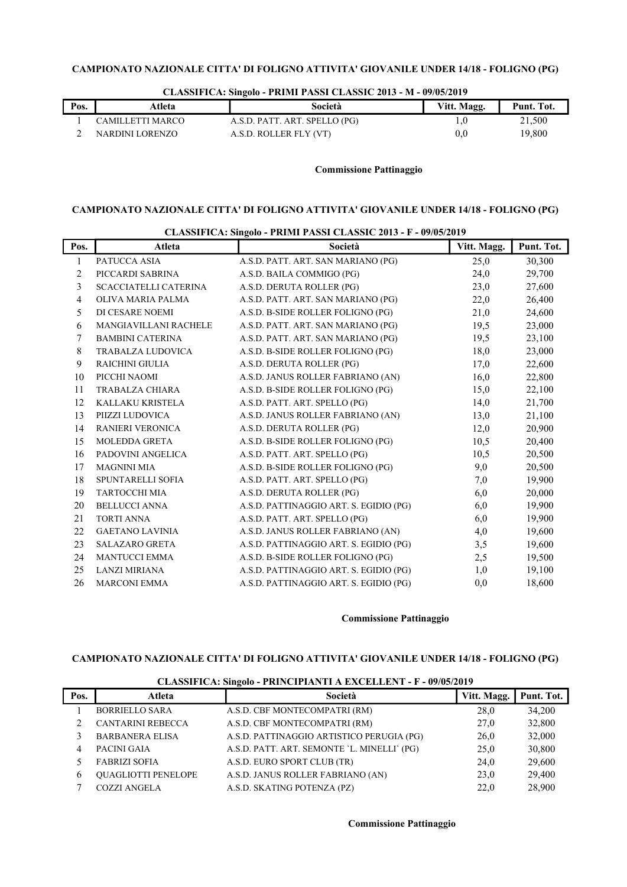**CAMPIONATO NAZIONALE CITTA' DI FOLIGNO ATTIVITA' GIOVANILE UNDER 14/18 - FOLIGNO (PG)**

**CLASSIFICA: Singolo - PRIMI PASSI CLASSIC 2013 - M - 09/05/2019**

| Pos. | Atleta | Società | Vitt. Magg. | Punt. Tot. |
|---|---|---|---|---|
| 1 | CAMILLETTI MARCO | A.S.D. PATT. ART. SPELLO (PG) | 1,0 | 21,500 |
| 2 | NARDINI LORENZO | A.S.D. ROLLER FLY (VT) | 0,0 | 19,800 |

**Commissione Pattinaggio**

**CAMPIONATO NAZIONALE CITTA' DI FOLIGNO ATTIVITA' GIOVANILE UNDER 14/18 - FOLIGNO (PG)**

**CLASSIFICA: Singolo - PRIMI PASSI CLASSIC 2013 - F - 09/05/2019**

| Pos. | Atleta | Società | Vitt. Magg. | Punt. Tot. |
|---|---|---|---|---|
| 1 | PATUCCA ASIA | A.S.D. PATT. ART. SAN MARIANO (PG) | 25,0 | 30,300 |
| 2 | PICCARDI SABRINA | A.S.D. BAILA COMMIGO (PG) | 24,0 | 29,700 |
| 3 | SCACCIATELLI CATERINA | A.S.D. DERUTA ROLLER (PG) | 23,0 | 27,600 |
| 4 | OLIVA MARIA PALMA | A.S.D. PATT. ART. SAN MARIANO (PG) | 22,0 | 26,400 |
| 5 | DI CESARE NOEMI | A.S.D. B-SIDE ROLLER FOLIGNO (PG) | 21,0 | 24,600 |
| 6 | MANGIAVILLANI RACHELE | A.S.D. PATT. ART. SAN MARIANO (PG) | 19,5 | 23,000 |
| 7 | BAMBINI CATERINA | A.S.D. PATT. ART. SAN MARIANO (PG) | 19,5 | 23,100 |
| 8 | TRABALZA LUDOVICA | A.S.D. B-SIDE ROLLER FOLIGNO (PG) | 18,0 | 23,000 |
| 9 | RAICHINI GIULIA | A.S.D. DERUTA ROLLER (PG) | 17,0 | 22,600 |
| 10 | PICCHI NAOMI | A.S.D. JANUS ROLLER FABRIANO (AN) | 16,0 | 22,800 |
| 11 | TRABALZA CHIARA | A.S.D. B-SIDE ROLLER FOLIGNO (PG) | 15,0 | 22,100 |
| 12 | KALLAKU KRISTELA | A.S.D. PATT. ART. SPELLO (PG) | 14,0 | 21,700 |
| 13 | PIIZZI LUDOVICA | A.S.D. JANUS ROLLER FABRIANO (AN) | 13,0 | 21,100 |
| 14 | RANIERI VERONICA | A.S.D. DERUTA ROLLER (PG) | 12,0 | 20,900 |
| 15 | MOLEDDA GRETA | A.S.D. B-SIDE ROLLER FOLIGNO (PG) | 10,5 | 20,400 |
| 16 | PADOVINI ANGELICA | A.S.D. PATT. ART. SPELLO (PG) | 10,5 | 20,500 |
| 17 | MAGNINI MIA | A.S.D. B-SIDE ROLLER FOLIGNO (PG) | 9,0 | 20,500 |
| 18 | SPUNTARELLI SOFIA | A.S.D. PATT. ART. SPELLO (PG) | 7,0 | 19,900 |
| 19 | TARTOCCHI MIA | A.S.D. DERUTA ROLLER (PG) | 6,0 | 20,000 |
| 20 | BELLUCCI ANNA | A.S.D. PATTINAGGIO ART. S. EGIDIO (PG) | 6,0 | 19,900 |
| 21 | TORTI ANNA | A.S.D. PATT. ART. SPELLO (PG) | 6,0 | 19,900 |
| 22 | GAETANO LAVINIA | A.S.D. JANUS ROLLER FABRIANO (AN) | 4,0 | 19,600 |
| 23 | SALAZARO GRETA | A.S.D. PATTINAGGIO ART. S. EGIDIO (PG) | 3,5 | 19,600 |
| 24 | MANTUCCI EMMA | A.S.D. B-SIDE ROLLER FOLIGNO (PG) | 2,5 | 19,500 |
| 25 | LANZI MIRIANA | A.S.D. PATTINAGGIO ART. S. EGIDIO (PG) | 1,0 | 19,100 |
| 26 | MARCONI EMMA | A.S.D. PATTINAGGIO ART. S. EGIDIO (PG) | 0,0 | 18,600 |

**Commissione Pattinaggio**

**CAMPIONATO NAZIONALE CITTA' DI FOLIGNO ATTIVITA' GIOVANILE UNDER 14/18 - FOLIGNO (PG)**

**CLASSIFICA: Singolo - PRINCIPIANTI A EXCELLENT - F - 09/05/2019**

| Pos. | Atleta | Società | Vitt. Magg. | Punt. Tot. |
|---|---|---|---|---|
| 1 | BORRIELLO SARA | A.S.D. CBF MONTECOMPATRI (RM) | 28,0 | 34,200 |
| 2 | CANTARINI REBECCA | A.S.D. CBF MONTECOMPATRI (RM) | 27,0 | 32,800 |
| 3 | BARBANERA ELISA | A.S.D. PATTINAGGIO ARTISTICO PERUGIA (PG) | 26,0 | 32,000 |
| 4 | PACINI GAIA | A.S.D. PATT. ART. SEMONTE `L. MINELLI` (PG) | 25,0 | 30,800 |
| 5 | FABRIZI SOFIA | A.S.D. EURO SPORT CLUB (TR) | 24,0 | 29,600 |
| 6 | QUAGLIOTTI PENELOPE | A.S.D. JANUS ROLLER FABRIANO (AN) | 23,0 | 29,400 |
| 7 | COZZI ANGELA | A.S.D. SKATING POTENZA (PZ) | 22,0 | 28,900 |

**Commissione Pattinaggio**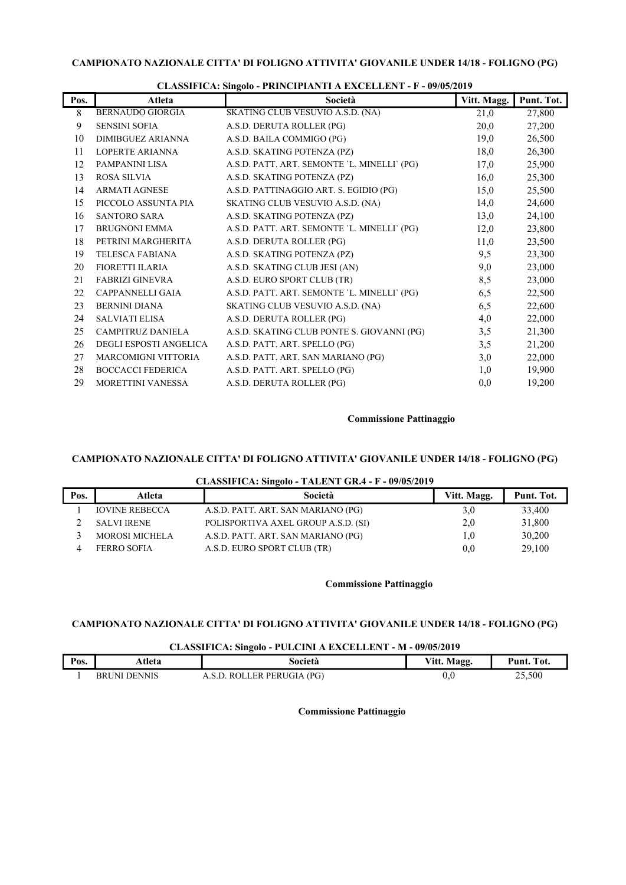**CAMPIONATO NAZIONALE CITTA' DI FOLIGNO ATTIVITA' GIOVANILE UNDER 14/18 - FOLIGNO (PG)**

**CLASSIFICA: Singolo - PRINCIPIANTI A EXCELLENT - F - 09/05/2019**

| Pos. | Atleta | Società | Vitt. Magg. | Punt. Tot. |
|---|---|---|---|---|
| 8 | BERNAUDO GIORGIA | SKATING CLUB VESUVIO A.S.D. (NA) | 21,0 | 27,800 |
| 9 | SENSINI SOFIA | A.S.D. DERUTA ROLLER (PG) | 20,0 | 27,200 |
| 10 | DIMIBGUEZ ARIANNA | A.S.D. BAILA COMMIGO (PG) | 19,0 | 26,500 |
| 11 | LOPERTE ARIANNA | A.S.D. SKATING POTENZA (PZ) | 18,0 | 26,300 |
| 12 | PAMPANINI LISA | A.S.D. PATT. ART. SEMONTE `L. MINELLI` (PG) | 17,0 | 25,900 |
| 13 | ROSA SILVIA | A.S.D. SKATING POTENZA (PZ) | 16,0 | 25,300 |
| 14 | ARMATI AGNESE | A.S.D. PATTINAGGIO ART. S. EGIDIO (PG) | 15,0 | 25,500 |
| 15 | PICCOLO ASSUNTA PIA | SKATING CLUB VESUVIO A.S.D. (NA) | 14,0 | 24,600 |
| 16 | SANTORO SARA | A.S.D. SKATING POTENZA (PZ) | 13,0 | 24,100 |
| 17 | BRUGNONI EMMA | A.S.D. PATT. ART. SEMONTE `L. MINELLI` (PG) | 12,0 | 23,800 |
| 18 | PETRINI MARGHERITA | A.S.D. DERUTA ROLLER (PG) | 11,0 | 23,500 |
| 19 | TELESCA FABIANA | A.S.D. SKATING POTENZA (PZ) | 9,5 | 23,300 |
| 20 | FIORETTI ILARIA | A.S.D. SKATING CLUB JESI (AN) | 9,0 | 23,000 |
| 21 | FABRIZI GINEVRA | A.S.D. EURO SPORT CLUB (TR) | 8,5 | 23,000 |
| 22 | CAPPANNELLI GAIA | A.S.D. PATT. ART. SEMONTE `L. MINELLI` (PG) | 6,5 | 22,500 |
| 23 | BERNINI DIANA | SKATING CLUB VESUVIO A.S.D. (NA) | 6,5 | 22,600 |
| 24 | SALVIATI ELISA | A.S.D. DERUTA ROLLER (PG) | 4,0 | 22,000 |
| 25 | CAMPITRUZ DANIELA | A.S.D. SKATING CLUB PONTE S. GIOVANNI (PG) | 3,5 | 21,300 |
| 26 | DEGLI ESPOSTI ANGELICA | A.S.D. PATT. ART. SPELLO (PG) | 3,5 | 21,200 |
| 27 | MARCOMIGNI VITTORIA | A.S.D. PATT. ART. SAN MARIANO (PG) | 3,0 | 22,000 |
| 28 | BOCCACCI FEDERICA | A.S.D. PATT. ART. SPELLO (PG) | 1,0 | 19,900 |
| 29 | MORETTINI VANESSA | A.S.D. DERUTA ROLLER (PG) | 0,0 | 19,200 |

**Commissione Pattinaggio**

**CAMPIONATO NAZIONALE CITTA' DI FOLIGNO ATTIVITA' GIOVANILE UNDER 14/18 - FOLIGNO (PG)**

**CLASSIFICA: Singolo - TALENT GR.4 - F - 09/05/2019**

| Pos. | Atleta | Società | Vitt. Magg. | Punt. Tot. |
|---|---|---|---|---|
| 1 | IOVINE REBECCA | A.S.D. PATT. ART. SAN MARIANO (PG) | 3,0 | 33,400 |
| 2 | SALVI IRENE | POLISPORTIVA AXEL GROUP A.S.D. (SI) | 2,0 | 31,800 |
| 3 | MOROSI MICHELA | A.S.D. PATT. ART. SAN MARIANO (PG) | 1,0 | 30,200 |
| 4 | FERRO SOFIA | A.S.D. EURO SPORT CLUB (TR) | 0,0 | 29,100 |

**Commissione Pattinaggio**

**CAMPIONATO NAZIONALE CITTA' DI FOLIGNO ATTIVITA' GIOVANILE UNDER 14/18 - FOLIGNO (PG)**

**CLASSIFICA: Singolo - PULCINI A EXCELLENT - M - 09/05/2019**

| Pos. | Atleta | Società | Vitt. Magg. | Punt. Tot. |
|---|---|---|---|---|
| 1 | BRUNI DENNIS | A.S.D. ROLLER PERUGIA (PG) | 0,0 | 25,500 |

**Commissione Pattinaggio**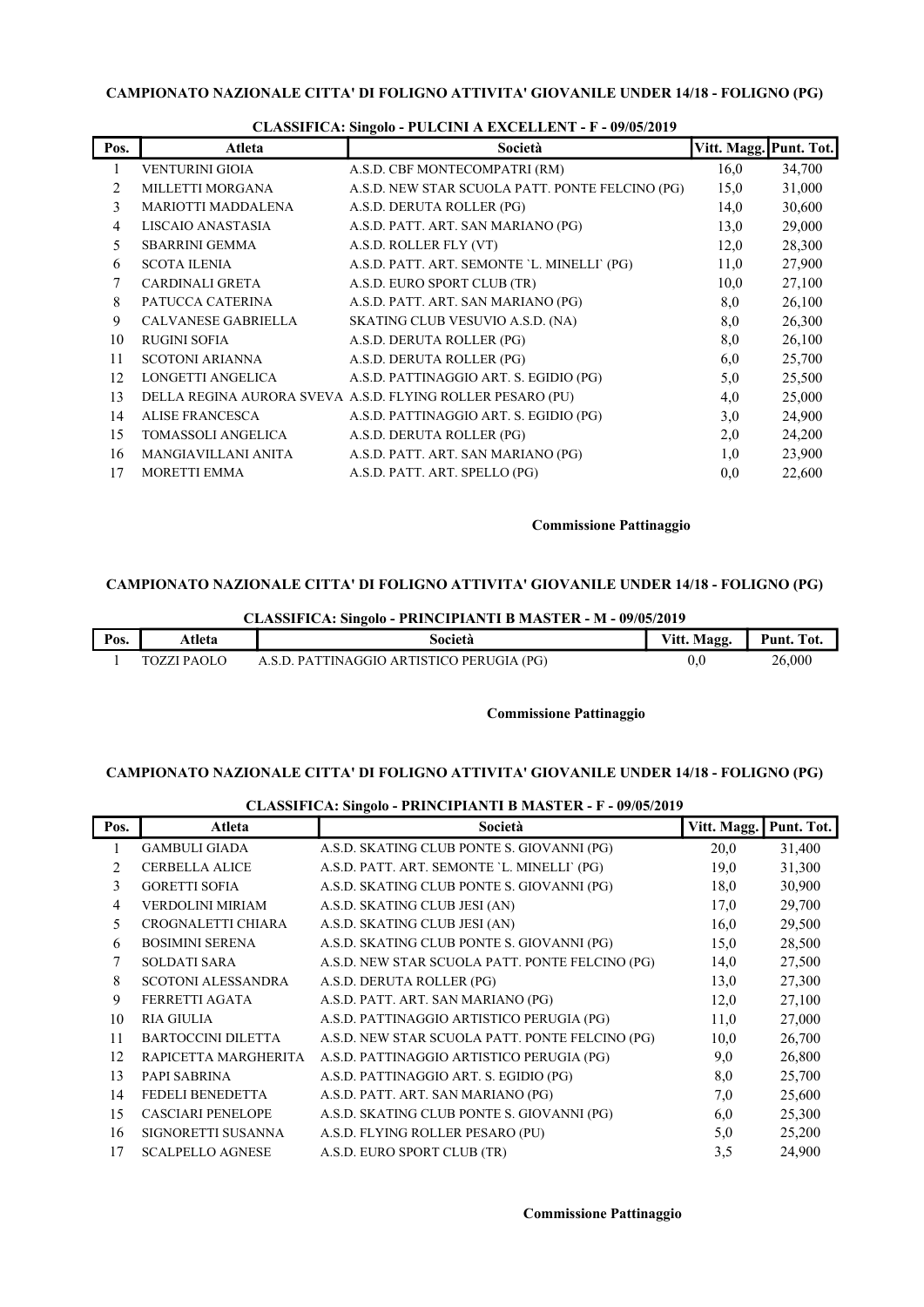**CAMPIONATO NAZIONALE CITTA' DI FOLIGNO ATTIVITA' GIOVANILE UNDER 14/18 - FOLIGNO (PG)**

**CLASSIFICA: Singolo - PULCINI A EXCELLENT - F - 09/05/2019**

| Pos. | Atleta | Società | Vitt. Magg. | Punt. Tot. |
|---|---|---|---|---|
| 1 | VENTURINI GIOIA | A.S.D. CBF MONTECOMPATRI (RM) | 16,0 | 34,700 |
| 2 | MILLETTI MORGANA | A.S.D. NEW STAR SCUOLA PATT. PONTE FELCINO (PG) | 15,0 | 31,000 |
| 3 | MARIOTTI MADDALENA | A.S.D. DERUTA ROLLER (PG) | 14,0 | 30,600 |
| 4 | LISCAIO ANASTASIA | A.S.D. PATT. ART. SAN MARIANO (PG) | 13,0 | 29,000 |
| 5 | SBARRINI GEMMA | A.S.D. ROLLER FLY (VT) | 12,0 | 28,300 |
| 6 | SCOTA ILENIA | A.S.D. PATT. ART. SEMONTE `L. MINELLI` (PG) | 11,0 | 27,900 |
| 7 | CARDINALI GRETA | A.S.D. EURO SPORT CLUB (TR) | 10,0 | 27,100 |
| 8 | PATUCCA CATERINA | A.S.D. PATT. ART. SAN MARIANO (PG) | 8,0 | 26,100 |
| 9 | CALVANESE GABRIELLA | SKATING CLUB VESUVIO A.S.D. (NA) | 8,0 | 26,300 |
| 10 | RUGINI SOFIA | A.S.D. DERUTA ROLLER (PG) | 8,0 | 26,100 |
| 11 | SCOTONI ARIANNA | A.S.D. DERUTA ROLLER (PG) | 6,0 | 25,700 |
| 12 | LONGETTI ANGELICA | A.S.D. PATTINAGGIO ART. S. EGIDIO (PG) | 5,0 | 25,500 |
| 13 | DELLA REGINA AURORA SVEVA | A.S.D. FLYING ROLLER PESARO (PU) | 4,0 | 25,000 |
| 14 | ALISE FRANCESCA | A.S.D. PATTINAGGIO ART. S. EGIDIO (PG) | 3,0 | 24,900 |
| 15 | TOMASSOLI ANGELICA | A.S.D. DERUTA ROLLER (PG) | 2,0 | 24,200 |
| 16 | MANGIAVILLANI ANITA | A.S.D. PATT. ART. SAN MARIANO (PG) | 1,0 | 23,900 |
| 17 | MORETTI EMMA | A.S.D. PATT. ART. SPELLO (PG) | 0,0 | 22,600 |

**Commissione Pattinaggio**

**CAMPIONATO NAZIONALE CITTA' DI FOLIGNO ATTIVITA' GIOVANILE UNDER 14/18 - FOLIGNO (PG)**

**CLASSIFICA: Singolo - PRINCIPIANTI B MASTER - M - 09/05/2019**

| Pos. | Atleta | Società | Vitt. Magg. | Punt. Tot. |
|---|---|---|---|---|
| 1 | TOZZI PAOLO | A.S.D. PATTINAGGIO ARTISTICO PERUGIA (PG) | 0,0 | 26,000 |

**Commissione Pattinaggio**

**CAMPIONATO NAZIONALE CITTA' DI FOLIGNO ATTIVITA' GIOVANILE UNDER 14/18 - FOLIGNO (PG)**

**CLASSIFICA: Singolo - PRINCIPIANTI B MASTER - F - 09/05/2019**

| Pos. | Atleta | Società | Vitt. Magg. | Punt. Tot. |
|---|---|---|---|---|
| 1 | GAMBULI GIADA | A.S.D. SKATING CLUB PONTE S. GIOVANNI (PG) | 20,0 | 31,400 |
| 2 | CERBELLA ALICE | A.S.D. PATT. ART. SEMONTE `L. MINELLI` (PG) | 19,0 | 31,300 |
| 3 | GORETTI SOFIA | A.S.D. SKATING CLUB PONTE S. GIOVANNI (PG) | 18,0 | 30,900 |
| 4 | VERDOLINI MIRIAM | A.S.D. SKATING CLUB JESI (AN) | 17,0 | 29,700 |
| 5 | CROGNALETTI CHIARA | A.S.D. SKATING CLUB JESI (AN) | 16,0 | 29,500 |
| 6 | BOSIMINI SERENA | A.S.D. SKATING CLUB PONTE S. GIOVANNI (PG) | 15,0 | 28,500 |
| 7 | SOLDATI SARA | A.S.D. NEW STAR SCUOLA PATT. PONTE FELCINO (PG) | 14,0 | 27,500 |
| 8 | SCOTONI ALESSANDRA | A.S.D. DERUTA ROLLER (PG) | 13,0 | 27,300 |
| 9 | FERRETTI AGATA | A.S.D. PATT. ART. SAN MARIANO (PG) | 12,0 | 27,100 |
| 10 | RIA GIULIA | A.S.D. PATTINAGGIO ARTISTICO PERUGIA (PG) | 11,0 | 27,000 |
| 11 | BARTOCCINI DILETTA | A.S.D. NEW STAR SCUOLA PATT. PONTE FELCINO (PG) | 10,0 | 26,700 |
| 12 | RAPICETTA MARGHERITA | A.S.D. PATTINAGGIO ARTISTICO PERUGIA (PG) | 9,0 | 26,800 |
| 13 | PAPI SABRINA | A.S.D. PATTINAGGIO ART. S. EGIDIO (PG) | 8,0 | 25,700 |
| 14 | FEDELI BENEDETTA | A.S.D. PATT. ART. SAN MARIANO (PG) | 7,0 | 25,600 |
| 15 | CASCIARI PENELOPE | A.S.D. SKATING CLUB PONTE S. GIOVANNI (PG) | 6,0 | 25,300 |
| 16 | SIGNORETTI SUSANNA | A.S.D. FLYING ROLLER PESARO (PU) | 5,0 | 25,200 |
| 17 | SCALPELLO AGNESE | A.S.D. EURO SPORT CLUB (TR) | 3,5 | 24,900 |

**Commissione Pattinaggio**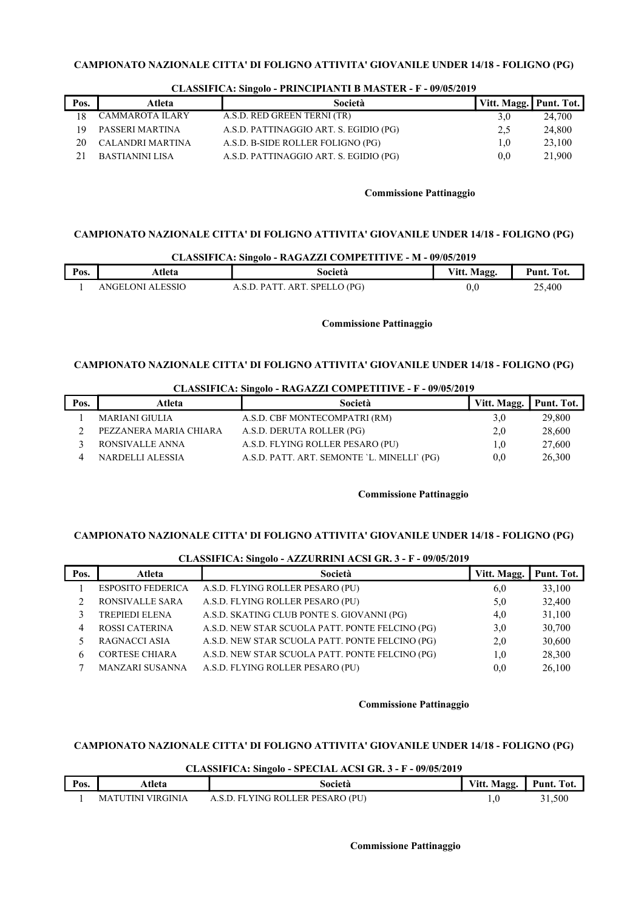### CAMPIONATO NAZIONALE CITTA' DI FOLIGNO ATTIVITA' GIOVANILE UNDER 14/18 - FOLIGNO (PG)

**CLASSIFICA: Singolo - PRINCIPIANTI B MASTER - F - 09/05/2019**

| Pos. | Atleta | Società | Vitt. Magg. | Punt. Tot. |
|---|---|---|---|---|
| 18 | CAMMAROTA ILARY | A.S.D. RED GREEN TERNI (TR) | 3,0 | 24,700 |
| 19 | PASSERI MARTINA | A.S.D. PATTINAGGIO ART. S. EGIDIO (PG) | 2,5 | 24,800 |
| 20 | CALANDRI MARTINA | A.S.D. B-SIDE ROLLER FOLIGNO (PG) | 1,0 | 23,100 |
| 21 | BASTIANINI LISA | A.S.D. PATTINAGGIO ART. S. EGIDIO (PG) | 0,0 | 21,900 |

**Commissione Pattinaggio**

### CAMPIONATO NAZIONALE CITTA' DI FOLIGNO ATTIVITA' GIOVANILE UNDER 14/18 - FOLIGNO (PG)

**CLASSIFICA: Singolo - RAGAZZI COMPETITIVE - M - 09/05/2019**

| Pos. | Atleta | Società | Vitt. Magg. | Punt. Tot. |
|---|---|---|---|---|
| 1 | ANGELONI ALESSIO | A.S.D. PATT. ART. SPELLO (PG) | 0,0 | 25,400 |

**Commissione Pattinaggio**

### CAMPIONATO NAZIONALE CITTA' DI FOLIGNO ATTIVITA' GIOVANILE UNDER 14/18 - FOLIGNO (PG)

**CLASSIFICA: Singolo - RAGAZZI COMPETITIVE - F - 09/05/2019**

| Pos. | Atleta | Società | Vitt. Magg. | Punt. Tot. |
|---|---|---|---|---|
| 1 | MARIANI GIULIA | A.S.D. CBF MONTECOMPATRI (RM) | 3,0 | 29,800 |
| 2 | PEZZANERA MARIA CHIARA | A.S.D. DERUTA ROLLER (PG) | 2,0 | 28,600 |
| 3 | RONSIVALLE ANNA | A.S.D. FLYING ROLLER PESARO (PU) | 1,0 | 27,600 |
| 4 | NARDELLI ALESSIA | A.S.D. PATT. ART. SEMONTE `L. MINELLI` (PG) | 0,0 | 26,300 |

**Commissione Pattinaggio**

### CAMPIONATO NAZIONALE CITTA' DI FOLIGNO ATTIVITA' GIOVANILE UNDER 14/18 - FOLIGNO (PG)

**CLASSIFICA: Singolo - AZZURRINI ACSI GR. 3 - F - 09/05/2019**

| Pos. | Atleta | Società | Vitt. Magg. | Punt. Tot. |
|---|---|---|---|---|
| 1 | ESPOSITO FEDERICA | A.S.D. FLYING ROLLER PESARO (PU) | 6,0 | 33,100 |
| 2 | RONSIVALLE SARA | A.S.D. FLYING ROLLER PESARO (PU) | 5,0 | 32,400 |
| 3 | TREPIEDI ELENA | A.S.D. SKATING CLUB PONTE S. GIOVANNI (PG) | 4,0 | 31,100 |
| 4 | ROSSI CATERINA | A.S.D. NEW STAR SCUOLA PATT. PONTE FELCINO (PG) | 3,0 | 30,700 |
| 5 | RAGNACCI ASIA | A.S.D. NEW STAR SCUOLA PATT. PONTE FELCINO (PG) | 2,0 | 30,600 |
| 6 | CORTESE CHIARA | A.S.D. NEW STAR SCUOLA PATT. PONTE FELCINO (PG) | 1,0 | 28,300 |
| 7 | MANZARI SUSANNA | A.S.D. FLYING ROLLER PESARO (PU) | 0,0 | 26,100 |

**Commissione Pattinaggio**

### CAMPIONATO NAZIONALE CITTA' DI FOLIGNO ATTIVITA' GIOVANILE UNDER 14/18 - FOLIGNO (PG)

**CLASSIFICA: Singolo - SPECIAL ACSI GR. 3 - F - 09/05/2019**

| Pos. | Atleta | Società | Vitt. Magg. | Punt. Tot. |
|---|---|---|---|---|
| 1 | MATUTINI VIRGINIA | A.S.D. FLYING ROLLER PESARO (PU) | 1,0 | 31,500 |

**Commissione Pattinaggio**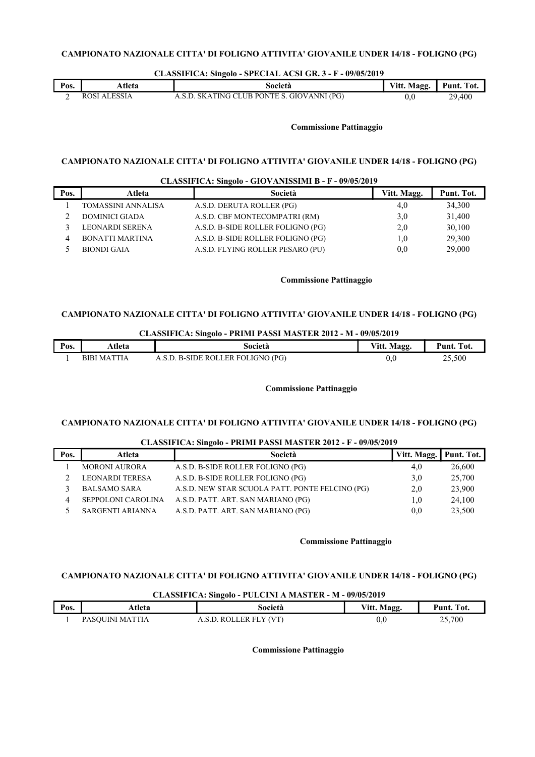**CAMPIONATO NAZIONALE CITTA' DI FOLIGNO ATTIVITA' GIOVANILE UNDER 14/18 - FOLIGNO (PG)**

**CLASSIFICA: Singolo - SPECIAL ACSI GR. 3 - F - 09/05/2019**

| Pos. | Atleta | Società | Vitt. Magg. | Punt. Tot. |
|---|---|---|---|---|
| 2 | ROSI ALESSIA | A.S.D. SKATING CLUB PONTE S. GIOVANNI (PG) | 0,0 | 29,400 |

**Commissione Pattinaggio**

**CAMPIONATO NAZIONALE CITTA' DI FOLIGNO ATTIVITA' GIOVANILE UNDER 14/18 - FOLIGNO (PG)**

**CLASSIFICA: Singolo - GIOVANISSIMI B - F - 09/05/2019**

| Pos. | Atleta | Società | Vitt. Magg. | Punt. Tot. |
|---|---|---|---|---|
| 1 | TOMASSINI ANNALISA | A.S.D. DERUTA ROLLER (PG) | 4,0 | 34,300 |
| 2 | DOMINICI GIADA | A.S.D. CBF MONTECOMPATRI (RM) | 3,0 | 31,400 |
| 3 | LEONARDI SERENA | A.S.D. B-SIDE ROLLER FOLIGNO (PG) | 2,0 | 30,100 |
| 4 | BONATTI MARTINA | A.S.D. B-SIDE ROLLER FOLIGNO (PG) | 1,0 | 29,300 |
| 5 | BIONDI GAIA | A.S.D. FLYING ROLLER PESARO (PU) | 0,0 | 29,000 |

**Commissione Pattinaggio**

**CAMPIONATO NAZIONALE CITTA' DI FOLIGNO ATTIVITA' GIOVANILE UNDER 14/18 - FOLIGNO (PG)**

**CLASSIFICA: Singolo - PRIMI PASSI MASTER 2012 - M - 09/05/2019**

| Pos. | Atleta | Società | Vitt. Magg. | Punt. Tot. |
|---|---|---|---|---|
| 1 | BIBI MATTIA | A.S.D. B-SIDE ROLLER FOLIGNO (PG) | 0,0 | 25,500 |

**Commissione Pattinaggio**

**CAMPIONATO NAZIONALE CITTA' DI FOLIGNO ATTIVITA' GIOVANILE UNDER 14/18 - FOLIGNO (PG)**

**CLASSIFICA: Singolo - PRIMI PASSI MASTER 2012 - F - 09/05/2019**

| Pos. | Atleta | Società | Vitt. Magg. | Punt. Tot. |
|---|---|---|---|---|
| 1 | MORONI AURORA | A.S.D. B-SIDE ROLLER FOLIGNO (PG) | 4,0 | 26,600 |
| 2 | LEONARDI TERESA | A.S.D. B-SIDE ROLLER FOLIGNO (PG) | 3,0 | 25,700 |
| 3 | BALSAMO SARA | A.S.D. NEW STAR SCUOLA PATT. PONTE FELCINO (PG) | 2,0 | 23,900 |
| 4 | SEPPOLONI CAROLINA | A.S.D. PATT. ART. SAN MARIANO (PG) | 1,0 | 24,100 |
| 5 | SARGENTI ARIANNA | A.S.D. PATT. ART. SAN MARIANO (PG) | 0,0 | 23,500 |

**Commissione Pattinaggio**

**CAMPIONATO NAZIONALE CITTA' DI FOLIGNO ATTIVITA' GIOVANILE UNDER 14/18 - FOLIGNO (PG)**

**CLASSIFICA: Singolo - PULCINI A MASTER - M - 09/05/2019**

| Pos. | Atleta | Società | Vitt. Magg. | Punt. Tot. |
|---|---|---|---|---|
| 1 | PASQUINI MATTIA | A.S.D. ROLLER FLY (VT) | 0,0 | 25,700 |

**Commissione Pattinaggio**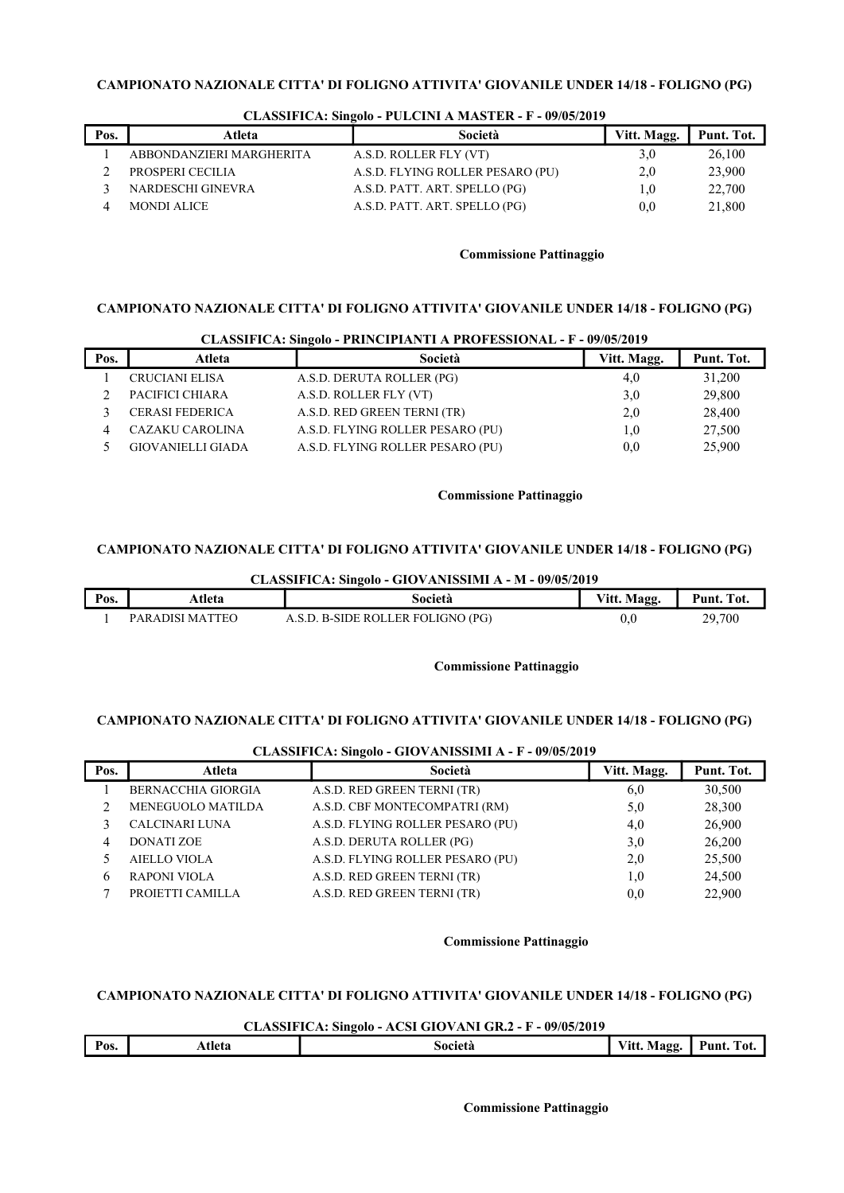**CAMPIONATO NAZIONALE CITTA' DI FOLIGNO ATTIVITA' GIOVANILE UNDER 14/18 - FOLIGNO (PG)**

**CLASSIFICA: Singolo - PULCINI A MASTER - F - 09/05/2019**

| Pos. | Atleta | Società | Vitt. Magg. | Punt. Tot. |
|---|---|---|---|---|
| 1 | ABBONDANZIERI MARGHERITA | A.S.D. ROLLER FLY (VT) | 3,0 | 26,100 |
| 2 | PROSPERI CECILIA | A.S.D. FLYING ROLLER PESARO (PU) | 2,0 | 23,900 |
| 3 | NARDESCHI GINEVRA | A.S.D. PATT. ART. SPELLO (PG) | 1,0 | 22,700 |
| 4 | MONDI ALICE | A.S.D. PATT. ART. SPELLO (PG) | 0,0 | 21,800 |

**Commissione Pattinaggio**

**CAMPIONATO NAZIONALE CITTA' DI FOLIGNO ATTIVITA' GIOVANILE UNDER 14/18 - FOLIGNO (PG)**

**CLASSIFICA: Singolo - PRINCIPIANTI A PROFESSIONAL - F - 09/05/2019**

| Pos. | Atleta | Società | Vitt. Magg. | Punt. Tot. |
|---|---|---|---|---|
| 1 | CRUCIANI ELISA | A.S.D. DERUTA ROLLER (PG) | 4,0 | 31,200 |
| 2 | PACIFICI CHIARA | A.S.D. ROLLER FLY (VT) | 3,0 | 29,800 |
| 3 | CERASI FEDERICA | A.S.D. RED GREEN TERNI (TR) | 2,0 | 28,400 |
| 4 | CAZAKU CAROLINA | A.S.D. FLYING ROLLER PESARO (PU) | 1,0 | 27,500 |
| 5 | GIOVANIELLI GIADA | A.S.D. FLYING ROLLER PESARO (PU) | 0,0 | 25,900 |

**Commissione Pattinaggio**

**CAMPIONATO NAZIONALE CITTA' DI FOLIGNO ATTIVITA' GIOVANILE UNDER 14/18 - FOLIGNO (PG)**

**CLASSIFICA: Singolo - GIOVANISSIMI A - M - 09/05/2019**

| Pos. | Atleta | Società | Vitt. Magg. | Punt. Tot. |
|---|---|---|---|---|
| 1 | PARADISI MATTEO | A.S.D. B-SIDE ROLLER FOLIGNO (PG) | 0,0 | 29,700 |

**Commissione Pattinaggio**

**CAMPIONATO NAZIONALE CITTA' DI FOLIGNO ATTIVITA' GIOVANILE UNDER 14/18 - FOLIGNO (PG)**

**CLASSIFICA: Singolo - GIOVANISSIMI A - F - 09/05/2019**

| Pos. | Atleta | Società | Vitt. Magg. | Punt. Tot. |
|---|---|---|---|---|
| 1 | BERNACCHIA GIORGIA | A.S.D. RED GREEN TERNI (TR) | 6,0 | 30,500 |
| 2 | MENEGUOLO MATILDA | A.S.D. CBF MONTECOMPATRI (RM) | 5,0 | 28,300 |
| 3 | CALCINARI LUNA | A.S.D. FLYING ROLLER PESARO (PU) | 4,0 | 26,900 |
| 4 | DONATI ZOE | A.S.D. DERUTA ROLLER (PG) | 3,0 | 26,200 |
| 5 | AIELLO VIOLA | A.S.D. FLYING ROLLER PESARO (PU) | 2,0 | 25,500 |
| 6 | RAPONI VIOLA | A.S.D. RED GREEN TERNI (TR) | 1,0 | 24,500 |
| 7 | PROIETTI CAMILLA | A.S.D. RED GREEN TERNI (TR) | 0,0 | 22,900 |

**Commissione Pattinaggio**

**CAMPIONATO NAZIONALE CITTA' DI FOLIGNO ATTIVITA' GIOVANILE UNDER 14/18 - FOLIGNO (PG)**

**CLASSIFICA: Singolo - ACSI GIOVANI GR.2 - F - 09/05/2019**

| Pos. | Atleta | Società | Vitt. Magg. | Punt. Tot. |
|---|---|---|---|---|

**Commissione Pattinaggio**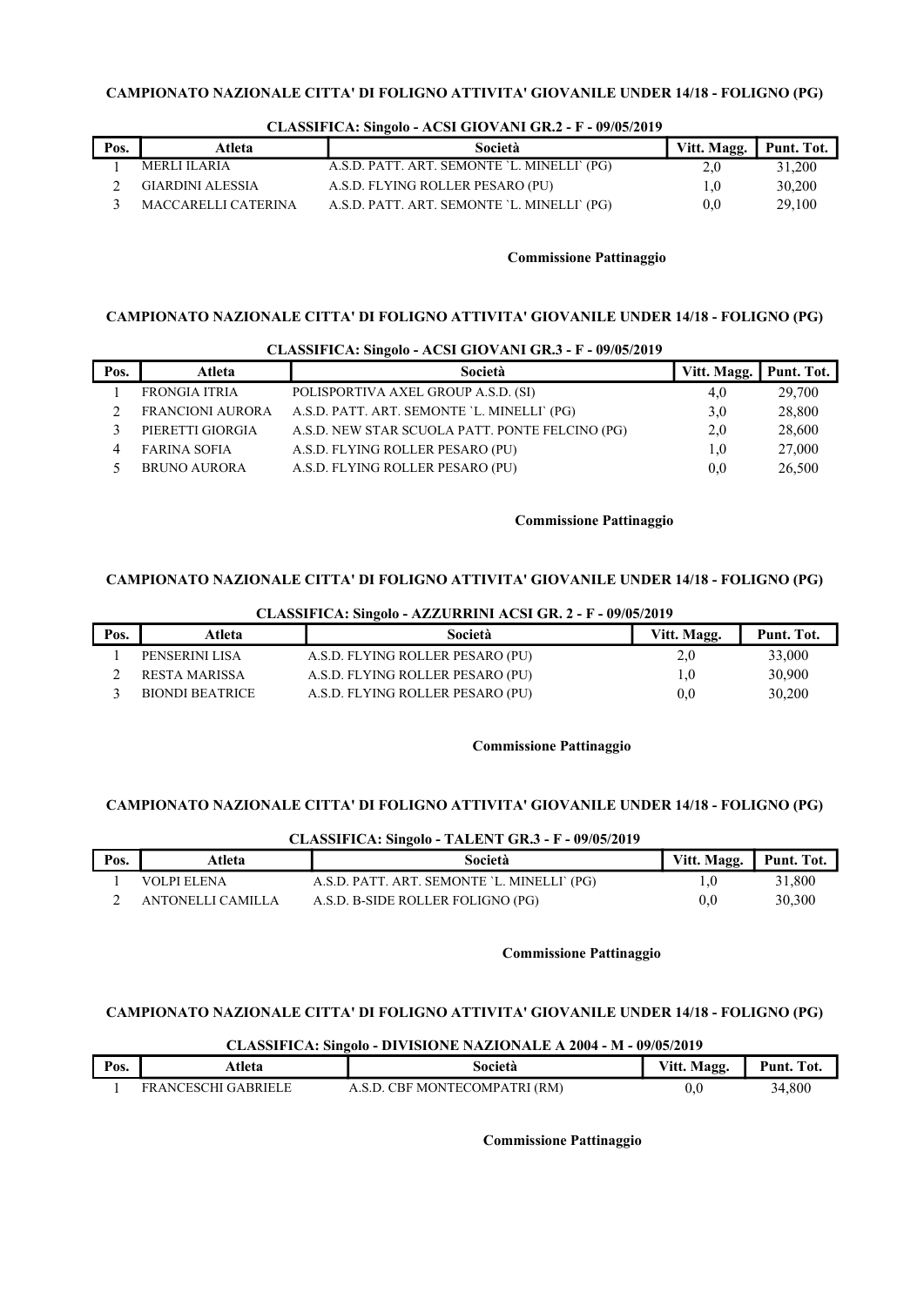**CAMPIONATO NAZIONALE CITTA' DI FOLIGNO ATTIVITA' GIOVANILE UNDER 14/18 - FOLIGNO (PG)**

**CLASSIFICA: Singolo - ACSI GIOVANI GR.2 - F - 09/05/2019**

| Pos. | Atleta | Società | Vitt. Magg. | Punt. Tot. |
|---|---|---|---|---|
| 1 | MERLI ILARIA | A.S.D. PATT. ART. SEMONTE `L. MINELLI` (PG) | 2,0 | 31,200 |
| 2 | GIARDINI ALESSIA | A.S.D. FLYING ROLLER PESARO (PU) | 1,0 | 30,200 |
| 3 | MACCARELLI CATERINA | A.S.D. PATT. ART. SEMONTE `L. MINELLI` (PG) | 0,0 | 29,100 |

**Commissione Pattinaggio**

**CAMPIONATO NAZIONALE CITTA' DI FOLIGNO ATTIVITA' GIOVANILE UNDER 14/18 - FOLIGNO (PG)**

**CLASSIFICA: Singolo - ACSI GIOVANI GR.3 - F - 09/05/2019**

| Pos. | Atleta | Società | Vitt. Magg. | Punt. Tot. |
|---|---|---|---|---|
| 1 | FRONGIA ITRIA | POLISPORTIVA AXEL GROUP A.S.D. (SI) | 4,0 | 29,700 |
| 2 | FRANCIONI AURORA | A.S.D. PATT. ART. SEMONTE `L. MINELLI` (PG) | 3,0 | 28,800 |
| 3 | PIERETTI GIORGIA | A.S.D. NEW STAR SCUOLA PATT. PONTE FELCINO (PG) | 2,0 | 28,600 |
| 4 | FARINA SOFIA | A.S.D. FLYING ROLLER PESARO (PU) | 1,0 | 27,000 |
| 5 | BRUNO AURORA | A.S.D. FLYING ROLLER PESARO (PU) | 0,0 | 26,500 |

**Commissione Pattinaggio**

**CAMPIONATO NAZIONALE CITTA' DI FOLIGNO ATTIVITA' GIOVANILE UNDER 14/18 - FOLIGNO (PG)**

**CLASSIFICA: Singolo - AZZURRINI ACSI GR. 2 - F - 09/05/2019**

| Pos. | Atleta | Società | Vitt. Magg. | Punt. Tot. |
|---|---|---|---|---|
| 1 | PENSERINI LISA | A.S.D. FLYING ROLLER PESARO (PU) | 2,0 | 33,000 |
| 2 | RESTA MARISSA | A.S.D. FLYING ROLLER PESARO (PU) | 1,0 | 30,900 |
| 3 | BIONDI BEATRICE | A.S.D. FLYING ROLLER PESARO (PU) | 0,0 | 30,200 |

**Commissione Pattinaggio**

**CAMPIONATO NAZIONALE CITTA' DI FOLIGNO ATTIVITA' GIOVANILE UNDER 14/18 - FOLIGNO (PG)**

**CLASSIFICA: Singolo - TALENT GR.3 - F - 09/05/2019**

| Pos. | Atleta | Società | Vitt. Magg. | Punt. Tot. |
|---|---|---|---|---|
| 1 | VOLPI ELENA | A.S.D. PATT. ART. SEMONTE `L. MINELLI` (PG) | 1,0 | 31,800 |
| 2 | ANTONELLI CAMILLA | A.S.D. B-SIDE ROLLER FOLIGNO (PG) | 0,0 | 30,300 |

**Commissione Pattinaggio**

**CAMPIONATO NAZIONALE CITTA' DI FOLIGNO ATTIVITA' GIOVANILE UNDER 14/18 - FOLIGNO (PG)**

**CLASSIFICA: Singolo - DIVISIONE NAZIONALE A 2004 - M - 09/05/2019**

| Pos. | Atleta | Società | Vitt. Magg. | Punt. Tot. |
|---|---|---|---|---|
| 1 | FRANCESCHI GABRIELE | A.S.D. CBF MONTECOMPATRI (RM) | 0,0 | 34,800 |

**Commissione Pattinaggio**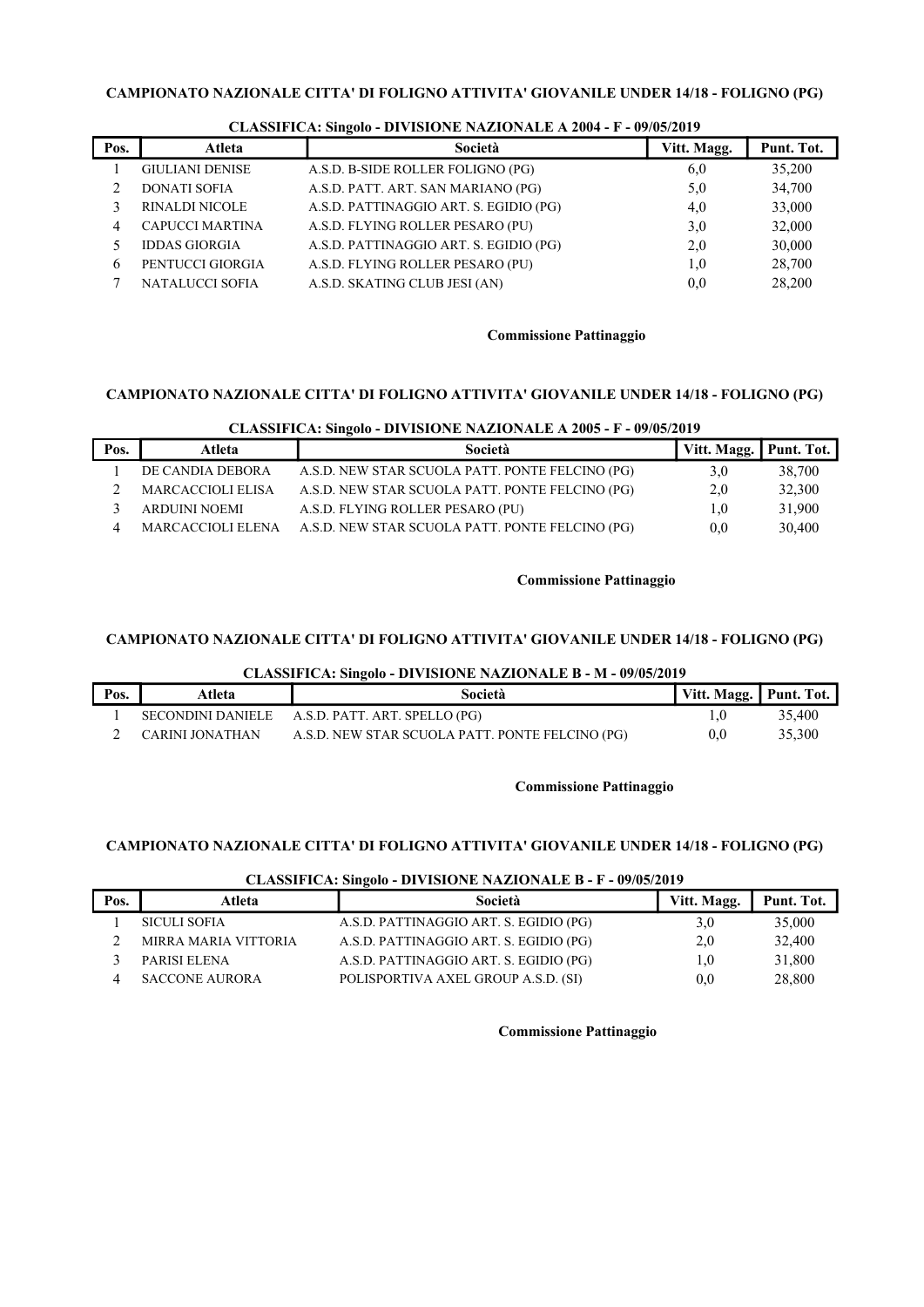**CAMPIONATO NAZIONALE CITTA' DI FOLIGNO ATTIVITA' GIOVANILE UNDER 14/18 - FOLIGNO (PG)**

**CLASSIFICA: Singolo - DIVISIONE NAZIONALE A 2004 - F - 09/05/2019**

| Pos. | Atleta | Società | Vitt. Magg. | Punt. Tot. |
|---|---|---|---|---|
| 1 | GIULIANI DENISE | A.S.D. B-SIDE ROLLER FOLIGNO (PG) | 6,0 | 35,200 |
| 2 | DONATI SOFIA | A.S.D. PATT. ART. SAN MARIANO (PG) | 5,0 | 34,700 |
| 3 | RINALDI NICOLE | A.S.D. PATTINAGGIO ART. S. EGIDIO (PG) | 4,0 | 33,000 |
| 4 | CAPUCCI MARTINA | A.S.D. FLYING ROLLER PESARO (PU) | 3,0 | 32,000 |
| 5 | IDDAS GIORGIA | A.S.D. PATTINAGGIO ART. S. EGIDIO (PG) | 2,0 | 30,000 |
| 6 | PENTUCCI GIORGIA | A.S.D. FLYING ROLLER PESARO (PU) | 1,0 | 28,700 |
| 7 | NATALUCCI SOFIA | A.S.D. SKATING CLUB JESI (AN) | 0,0 | 28,200 |

**Commissione Pattinaggio**

**CAMPIONATO NAZIONALE CITTA' DI FOLIGNO ATTIVITA' GIOVANILE UNDER 14/18 - FOLIGNO (PG)**

**CLASSIFICA: Singolo - DIVISIONE NAZIONALE A 2005 - F - 09/05/2019**

| Pos. | Atleta | Società | Vitt. Magg. | Punt. Tot. |
|---|---|---|---|---|
| 1 | DE CANDIA DEBORA | A.S.D. NEW STAR SCUOLA PATT. PONTE FELCINO (PG) | 3,0 | 38,700 |
| 2 | MARCACCIOLI ELISA | A.S.D. NEW STAR SCUOLA PATT. PONTE FELCINO (PG) | 2,0 | 32,300 |
| 3 | ARDUINI NOEMI | A.S.D. FLYING ROLLER PESARO (PU) | 1,0 | 31,900 |
| 4 | MARCACCIOLI ELENA | A.S.D. NEW STAR SCUOLA PATT. PONTE FELCINO (PG) | 0,0 | 30,400 |

**Commissione Pattinaggio**

**CAMPIONATO NAZIONALE CITTA' DI FOLIGNO ATTIVITA' GIOVANILE UNDER 14/18 - FOLIGNO (PG)**

**CLASSIFICA: Singolo - DIVISIONE NAZIONALE B - M - 09/05/2019**

| Pos. | Atleta | Società | Vitt. Magg. | Punt. Tot. |
|---|---|---|---|---|
| 1 | SECONDINI DANIELE | A.S.D. PATT. ART. SPELLO (PG) | 1,0 | 35,400 |
| 2 | CARINI JONATHAN | A.S.D. NEW STAR SCUOLA PATT. PONTE FELCINO (PG) | 0,0 | 35,300 |

**Commissione Pattinaggio**

**CAMPIONATO NAZIONALE CITTA' DI FOLIGNO ATTIVITA' GIOVANILE UNDER 14/18 - FOLIGNO (PG)**

**CLASSIFICA: Singolo - DIVISIONE NAZIONALE B - F - 09/05/2019**

| Pos. | Atleta | Società | Vitt. Magg. | Punt. Tot. |
|---|---|---|---|---|
| 1 | SICULI SOFIA | A.S.D. PATTINAGGIO ART. S. EGIDIO (PG) | 3,0 | 35,000 |
| 2 | MIRRA MARIA VITTORIA | A.S.D. PATTINAGGIO ART. S. EGIDIO (PG) | 2,0 | 32,400 |
| 3 | PARISI ELENA | A.S.D. PATTINAGGIO ART. S. EGIDIO (PG) | 1,0 | 31,800 |
| 4 | SACCONE AURORA | POLISPORTIVA AXEL GROUP A.S.D. (SI) | 0,0 | 28,800 |

**Commissione Pattinaggio**